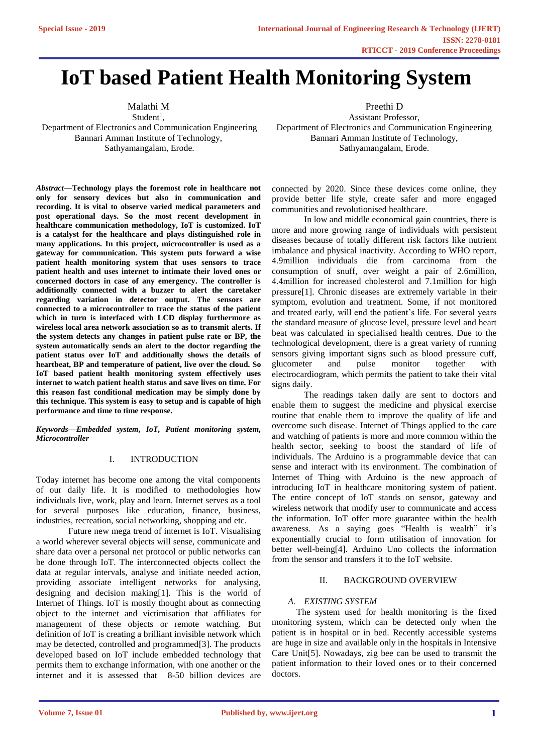# IoT based Patient Health Monitoring System

Malathi M
Student[1],
Department of Electronics and Communication Engineering
Bannari Amman Institute of Technology,
Sathyamangalam, Erode.

Preethi D
Assistant Professor,
Department of Electronics and Communication Engineering
Bannari Amman Institute of Technology,
Sathyamangalam, Erode.

***Abstract*—Technology plays the foremost role in healthcare not only for sensory devices but also in communication and recording. It is vital to observe varied medical parameters and post operational days. So the most recent development in healthcare communication methodology, IoT is customized. IoT is a catalyst for the healthcare and plays distinguished role in many applications. In this project, microcontroller is used as a gateway for communication. This system puts forward a wise patient health monitoring system that uses sensors to trace patient health and uses internet to intimate their loved ones or concerned doctors in case of any emergency. The controller is additionally connected with a buzzer to alert the caretaker regarding variation in detector output. The sensors are connected to a microcontroller to trace the status of the patient which in turn is interfaced with LCD display furthermore as wireless local area network association so as to transmit alerts. If the system detects any changes in patient pulse rate or BP, the system automatically sends an alert to the doctor regarding the patient status over IoT and additionally shows the details of heartbeat, BP and temperature of patient, live over the cloud. So IoT based patient health monitoring system effectively uses internet to watch patient health status and save lives on time. For this reason fast conditional medication may be simply done by this technique. This system is easy to setup and is capable of high performance and time to time response.**

***Keywords—Embedded system, IoT, Patient monitoring system, Microcontroller***

## I. INTRODUCTION

Today internet has become one among the vital components of our daily life. It is modified to methodologies how individuals live, work, play and learn. Internet serves as a tool for several purposes like education, finance, business, industries, recreation, social networking, shopping and etc.

Future new mega trend of internet is IoT. Visualising a world wherever several objects will sense, communicate and share data over a personal net protocol or public networks can be done through IoT. The interconnected objects collect the data at regular intervals, analyse and initiate needed action, providing associate intelligent networks for analysing, designing and decision making[1]. This is the world of Internet of Things. IoT is mostly thought about as connecting object to the internet and victimisation that affiliates for management of these objects or remote watching. But definition of IoT is creating a brilliant invisible network which may be detected, controlled and programmed[3]. The products developed based on IoT include embedded technology that permits them to exchange information, with one another or the internet and it is assessed that 8-50 billion devices are connected by 2020. Since these devices come online, they provide better life style, create safer and more engaged communities and revolutionised healthcare.

In low and middle economical gain countries, there is more and more growing range of individuals with persistent diseases because of totally different risk factors like nutrient imbalance and physical inactivity. According to WHO report, 4.9million individuals die from carcinoma from the consumption of snuff, over weight a pair of 2.6million, 4.4million for increased cholesterol and 7.1million for high pressure[1]. Chronic diseases are extremely variable in their symptom, evolution and treatment. Some, if not monitored and treated early, will end the patient's life. For several years the standard measure of glucose level, pressure level and heart beat was calculated in specialised health centres. Due to the technological development, there is a great variety of running sensors giving important signs such as blood pressure cuff, glucometer and pulse monitor together with electrocardiogram, which permits the patient to take their vital signs daily.

The readings taken daily are sent to doctors and enable them to suggest the medicine and physical exercise routine that enable them to improve the quality of life and overcome such disease. Internet of Things applied to the care and watching of patients is more and more common within the health sector, seeking to boost the standard of life of individuals. The Arduino is a programmable device that can sense and interact with its environment. The combination of Internet of Thing with Arduino is the new approach of introducing IoT in healthcare monitoring system of patient. The entire concept of IoT stands on sensor, gateway and wireless network that modify user to communicate and access the information. IoT offer more guarantee within the health awareness. As a saying goes "Health is wealth" it's exponentially crucial to form utilisation of innovation for better well-being[4]. Arduino Uno collects the information from the sensor and transfers it to the IoT website.

## II. BACKGROUND OVERVIEW

### *A. EXISTING SYSTEM*

The system used for health monitoring is the fixed monitoring system, which can be detected only when the patient is in hospital or in bed. Recently accessible systems are huge in size and available only in the hospitals in Intensive Care Unit[5]. Nowadays, zig bee can be used to transmit the patient information to their loved ones or to their concerned doctors.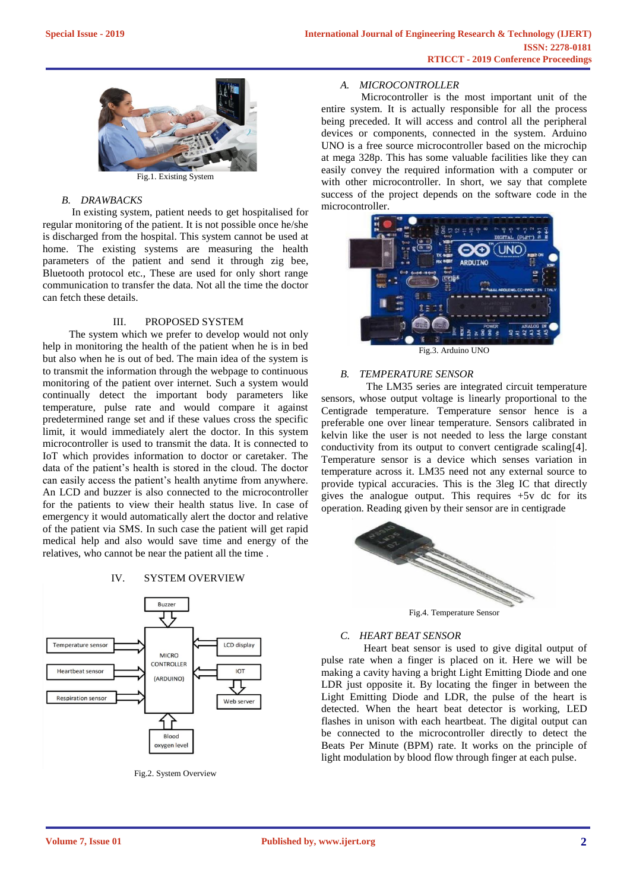Fig.1. Existing System

### B. DRAWBACKS

In existing system, patient needs to get hospitalised for regular monitoring of the patient. It is not possible once he/she is discharged from the hospital. This system cannot be used at home. The existing systems are measuring the health parameters of the patient and send it through zig bee, Bluetooth protocol etc., These are used for only short range communication to transfer the data. Not all the time the doctor can fetch these details.

## III. PROPOSED SYSTEM

The system which we prefer to develop would not only help in monitoring the health of the patient when he is in bed but also when he is out of bed. The main idea of the system is to transmit the information through the webpage to continuous monitoring of the patient over internet. Such a system would continually detect the important body parameters like temperature, pulse rate and would compare it against predetermined range set and if these values cross the specific limit, it would immediately alert the doctor. In this system microcontroller is used to transmit the data. It is connected to IoT which provides information to doctor or caretaker. The data of the patient's health is stored in the cloud. The doctor can easily access the patient's health anytime from anywhere. An LCD and buzzer is also connected to the microcontroller for the patients to view their health status live. In case of emergency it would automatically alert the doctor and relative of the patient via SMS. In such case the patient will get rapid medical help and also would save time and energy of the relatives, who cannot be near the patient all the time .

## IV. SYSTEM OVERVIEW

Fig.2. System Overview

### A. MICROCONTROLLER

Microcontroller is the most important unit of the entire system. It is actually responsible for all the process being preceded. It will access and control all the peripheral devices or components, connected in the system. Arduino UNO is a free source microcontroller based on the microchip at mega 328p. This has some valuable facilities like they can easily convey the required information with a computer or with other microcontroller. In short, we say that complete success of the project depends on the software code in the microcontroller.

Fig.3. Arduino UNO

### B. TEMPERATURE SENSOR

The LM35 series are integrated circuit temperature sensors, whose output voltage is linearly proportional to the Centigrade temperature. Temperature sensor hence is a preferable one over linear temperature. Sensors calibrated in kelvin like the user is not needed to less the large constant conductivity from its output to convert centigrade scaling[4]. Temperature sensor is a device which senses variation in temperature across it. LM35 need not any external source to provide typical accuracies. This is the 3leg IC that directly gives the analogue output. This requires +5v dc for its operation. Reading given by their sensor are in centigrade

Fig.4. Temperature Sensor

### C. HEART BEAT SENSOR

Heart beat sensor is used to give digital output of pulse rate when a finger is placed on it. Here we will be making a cavity having a bright Light Emitting Diode and one LDR just opposite it. By locating the finger in between the Light Emitting Diode and LDR, the pulse of the heart is detected. When the heart beat detector is working, LED flashes in unison with each heartbeat. The digital output can be connected to the microcontroller directly to detect the Beats Per Minute (BPM) rate. It works on the principle of light modulation by blood flow through finger at each pulse.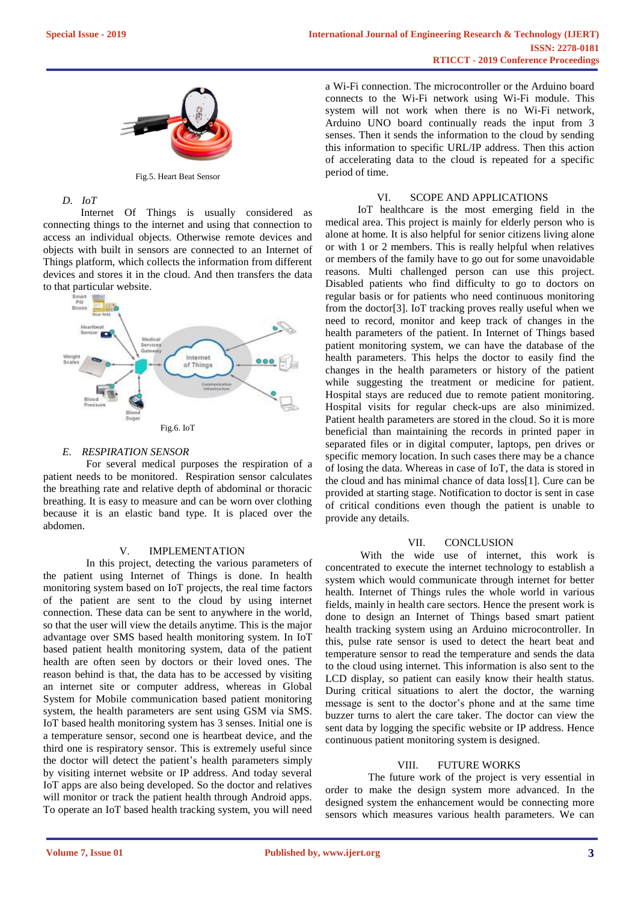Fig.5. Heart Beat Sensor

### D. IoT

Internet Of Things is usually considered as connecting things to the internet and using that connection to access an individual objects. Otherwise remote devices and objects with built in sensors are connected to an Internet of Things platform, which collects the information from different devices and stores it in the cloud. And then transfers the data to that particular website.

Fig.6. IoT

### E. RESPIRATION SENSOR

For several medical purposes the respiration of a patient needs to be monitored. Respiration sensor calculates the breathing rate and relative depth of abdominal or thoracic breathing. It is easy to measure and can be worn over clothing because it is an elastic band type. It is placed over the abdomen.

## V. IMPLEMENTATION

In this project, detecting the various parameters of the patient using Internet of Things is done. In health monitoring system based on IoT projects, the real time factors of the patient are sent to the cloud by using internet connection. These data can be sent to anywhere in the world, so that the user will view the details anytime. This is the major advantage over SMS based health monitoring system. In IoT based patient health monitoring system, data of the patient health are often seen by doctors or their loved ones. The reason behind is that, the data has to be accessed by visiting an internet site or computer address, whereas in Global System for Mobile communication based patient monitoring system, the health parameters are sent using GSM via SMS. IoT based health monitoring system has 3 senses. Initial one is a temperature sensor, second one is heartbeat device, and the third one is respiratory sensor. This is extremely useful since the doctor will detect the patient's health parameters simply by visiting internet website or IP address. And today several IoT apps are also being developed. So the doctor and relatives will monitor or track the patient health through Android apps. To operate an IoT based health tracking system, you will need a Wi-Fi connection. The microcontroller or the Arduino board connects to the Wi-Fi network using Wi-Fi module. This system will not work when there is no Wi-Fi network, Arduino UNO board continually reads the input from 3 senses. Then it sends the information to the cloud by sending this information to specific URL/IP address. Then this action of accelerating data to the cloud is repeated for a specific period of time.

## VI. SCOPE AND APPLICATIONS

IoT healthcare is the most emerging field in the medical area. This project is mainly for elderly person who is alone at home. It is also helpful for senior citizens living alone or with 1 or 2 members. This is really helpful when relatives or members of the family have to go out for some unavoidable reasons. Multi challenged person can use this project. Disabled patients who find difficulty to go to doctors on regular basis or for patients who need continuous monitoring from the doctor[3]. IoT tracking proves really useful when we need to record, monitor and keep track of changes in the health parameters of the patient. In Internet of Things based patient monitoring system, we can have the database of the health parameters of the patient. This helps the doctor to easily find the changes in the health parameters or history of the patient while suggesting the treatment or medicine for patient. Hospital stays are reduced due to remote patient monitoring. Hospital visits for regular check-ups are also minimized. Patient health parameters are stored in the cloud. So it is more beneficial than maintaining the records in printed paper in separated files or in digital computer, laptops, pen drives or specific memory location. In such cases there may be a chance of losing the data. Whereas in case of IoT, the data is stored in the cloud and has minimal chance of data loss[1]. Cure can be provided at starting stage. Notification to doctor is sent in case of critical conditions even though the patient is unable to provide any details.

## VII. CONCLUSION

With the wide use of internet, this work is concentrated to execute the internet technology to establish a system which would communicate through internet for better health. Internet of Things rules the whole world in various fields, mainly in health care sectors. Hence the present work is done to design an Internet of Things based smart patient health tracking system using an Arduino microcontroller. In this, pulse rate sensor is used to detect the heart beat and temperature sensor to read the temperature and sends the data to the cloud using internet. This information is also sent to the LCD display, so patient can easily know their health status. During critical situations to alert the doctor, the warning message is sent to the doctor's phone and at the same time buzzer turns to alert the care taker. The doctor can view the sent data by logging the specific website or IP address. Hence continuous patient monitoring system is designed.

## VIII. FUTURE WORKS

The future work of the project is very essential in order to make the design system more advanced. In the designed system the enhancement would be connecting more sensors which measures various health parameters. We can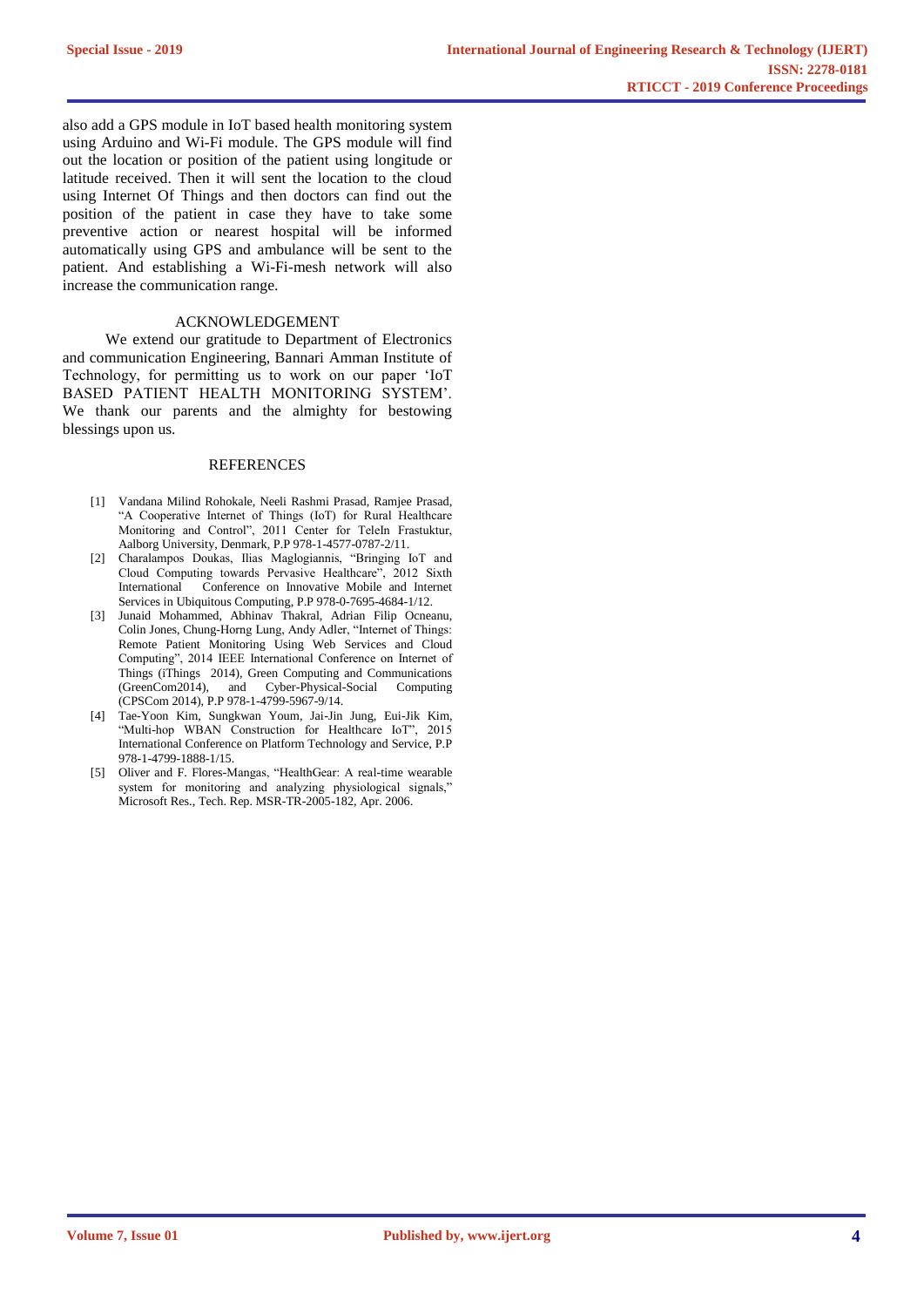also add a GPS module in IoT based health monitoring system using Arduino and Wi-Fi module. The GPS module will find out the location or position of the patient using longitude or latitude received. Then it will sent the location to the cloud using Internet Of Things and then doctors can find out the position of the patient in case they have to take some preventive action or nearest hospital will be informed automatically using GPS and ambulance will be sent to the patient. And establishing a Wi-Fi-mesh network will also increase the communication range.

## ACKNOWLEDGEMENT

We extend our gratitude to Department of Electronics and communication Engineering, Bannari Amman Institute of Technology, for permitting us to work on our paper 'IoT BASED PATIENT HEALTH MONITORING SYSTEM'. We thank our parents and the almighty for bestowing blessings upon us.

## REFERENCES

- [1] Vandana Milind Rohokale, Neeli Rashmi Prasad, Ramjee Prasad, "A Cooperative Internet of Things (IoT) for Rural Healthcare Monitoring and Control", 2011 Center for TeleIn Frastuktur, Aalborg University, Denmark, P.P 978-1-4577-0787-2/11.
- [2] Charalampos Doukas, Ilias Maglogiannis, "Bringing IoT and Cloud Computing towards Pervasive Healthcare", 2012 Sixth International Conference on Innovative Mobile and Internet Services in Ubiquitous Computing, P.P 978-0-7695-4684-1/12.
- [3] Junaid Mohammed, Abhinav Thakral, Adrian Filip Ocneanu, Colin Jones, Chung-Horng Lung, Andy Adler, "Internet of Things: Remote Patient Monitoring Using Web Services and Cloud Computing", 2014 IEEE International Conference on Internet of Things (iThings 2014), Green Computing and Communications (GreenCom2014), and Cyber-Physical-Social Computing (CPSCom 2014), P.P 978-1-4799-5967-9/14.
- [4] Tae-Yoon Kim, Sungkwan Youm, Jai-Jin Jung, Eui-Jik Kim, "Multi-hop WBAN Construction for Healthcare IoT", 2015 International Conference on Platform Technology and Service, P.P 978-1-4799-1888-1/15.
- [5] Oliver and F. Flores-Mangas, "HealthGear: A real-time wearable system for monitoring and analyzing physiological signals," Microsoft Res., Tech. Rep. MSR-TR-2005-182, Apr. 2006.